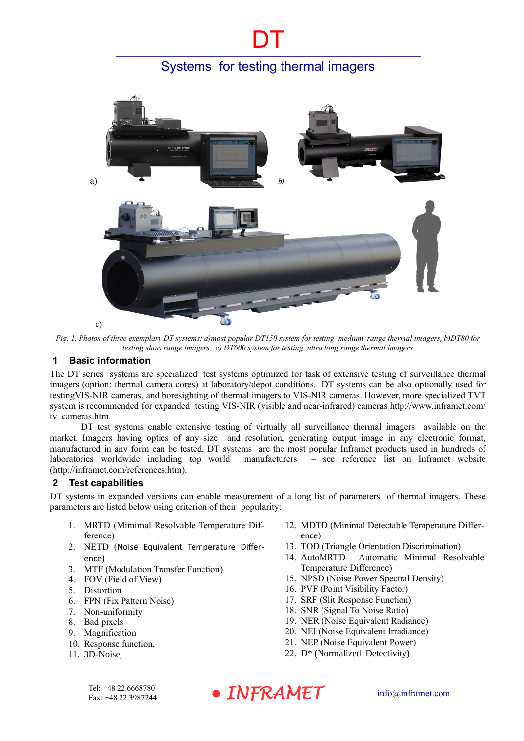# DT

## Systems for testing thermal imagers

a) b)

c)

*Fig. 1. Photos of three exemplary DT systems: a)most popular DT150 system for testing medium range thermal imagers, b)DT80 for testing short range imagers, c) DT600 system for testing ultra long range thermal imagers*

## 1 Basic information

The DT series systems are specialized test systems optimized for task of extensive testing of surveillance thermal imagers (option: thermal camera cores) at laboratory/depot conditions. DT systems can be also optionally used for testingVIS-NIR cameras, and boresighting of thermal imagers to VIS-NIR cameras. However, more specialized TVT system is recommended for expanded testing VIS-NIR (visible and near-infrared) cameras http://www.inframet.com/tv_cameras.htm.

DT test systems enable extensive testing of virtually all surveillance thermal imagers available on the market. Images having optics of any size and resolution, generating output image in any electronic format, manufactured in any form can be tested. DT systems are the most popular Inframet products used in hundreds of laboratories worldwide including top world manufacturers – see reference list on Inframet website (http://inframet.com/references.htm).

## 2 Test capabilities

DT systems in expanded versions can enable measurement of a long list of parameters of thermal imagers. These parameters are listed below using criterion of their popularity:

1. MRTD (Mimimal Resolvable Temperature Difference)
2. NETD (Noise Equivalent Temperature Difference)
3. MTF (Modulation Transfer Function)
4. FOV (Field of View)
5. Distortion
6. FPN (Fix Pattern Noise)
7. Non-uniformity
8. Bad pixels
9. Magnification
10. Response function,
11. 3D-Noise,
12. MDTD (Minimal Detectable Temperature Difference)
13. TOD (Triangle Orientation Discrimination)
14. AutoMRTD Automatic Minimal Resolvable Temperature Difference)
15. NPSD (Noise Power Spectral Density)
16. PVF (Point Visibility Factor)
17. SRF (Slit Response Function)
18. SNR (Signal To Noise Ratio)
19. NER (Noise Equivalent Radiance)
20. NEI (Noise Equivalent Irradiance)
21. NEP (Noise Equivalent Power)
22. D* (Normalized Detectivity)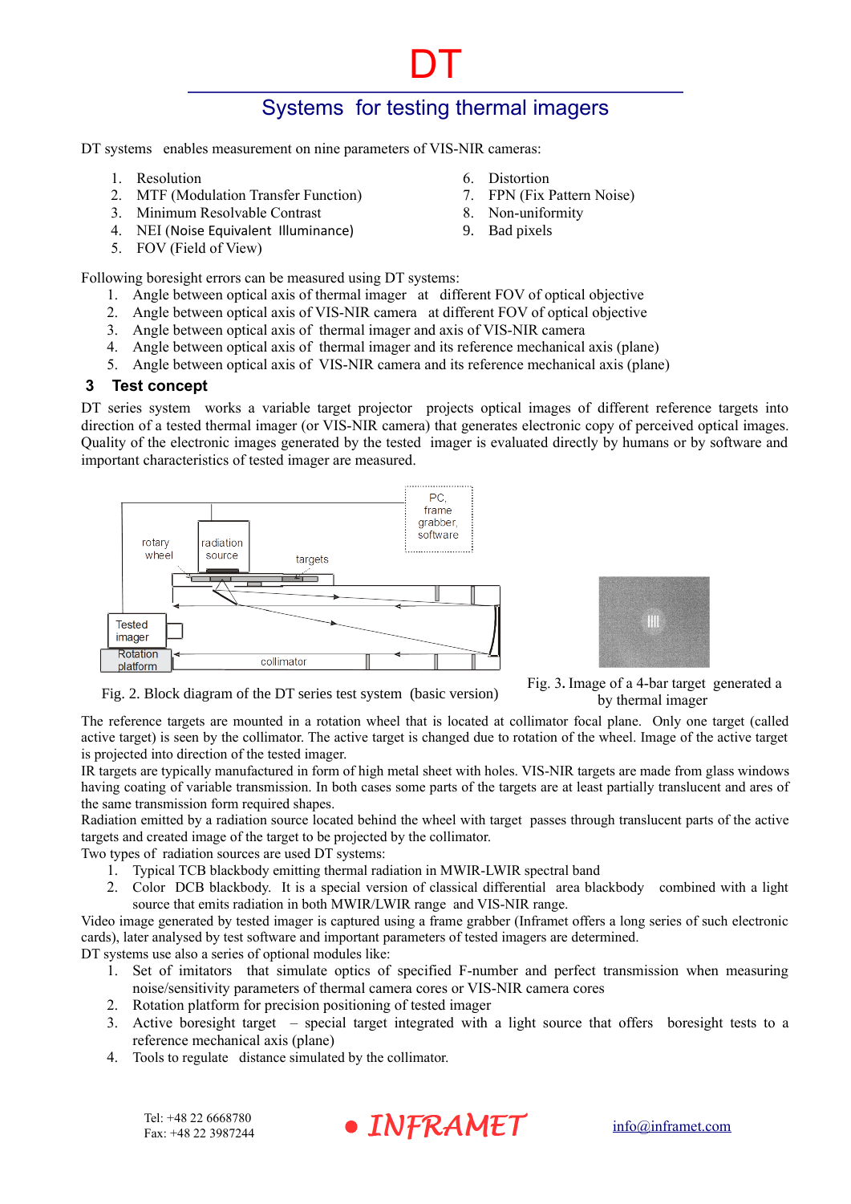# DT

## Systems for testing thermal imagers

DT systems enables measurement on nine parameters of VIS-NIR cameras:

1. Resolution
2. MTF (Modulation Transfer Function)
3. Minimum Resolvable Contrast
4. NEI (Noise Equivalent Illuminance)
5. FOV (Field of View)
6. Distortion
7. FPN (Fix Pattern Noise)
8. Non-uniformity
9. Bad pixels

Following boresight errors can be measured using DT systems:

1. Angle between optical axis of thermal imager at different FOV of optical objective
2. Angle between optical axis of VIS-NIR camera at different FOV of optical objective
3. Angle between optical axis of thermal imager and axis of VIS-NIR camera
4. Angle between optical axis of thermal imager and its reference mechanical axis (plane)
5. Angle between optical axis of VIS-NIR camera and its reference mechanical axis (plane)

### 3 Test concept

DT series system works a variable target projector projects optical images of different reference targets into direction of a tested thermal imager (or VIS-NIR camera) that generates electronic copy of perceived optical images. Quality of the electronic images generated by the tested imager is evaluated directly by humans or by software and important characteristics of tested imager are measured.

Fig. 2. Block diagram of the DT series test system (basic version)

Fig. 3. Image of a 4-bar target generated a by thermal imager

The reference targets are mounted in a rotation wheel that is located at collimator focal plane. Only one target (called active target) is seen by the collimator. The active target is changed due to rotation of the wheel. Image of the active target is projected into direction of the tested imager.

IR targets are typically manufactured in form of high metal sheet with holes. VIS-NIR targets are made from glass windows having coating of variable transmission. In both cases some parts of the targets are at least partially translucent and ares of the same transmission form required shapes.

Radiation emitted by a radiation source located behind the wheel with target passes through translucent parts of the active targets and created image of the target to be projected by the collimator.

Two types of radiation sources are used DT systems:

1. Typical TCB blackbody emitting thermal radiation in MWIR-LWIR spectral band
2. Color DCB blackbody. It is a special version of classical differential area blackbody combined with a light source that emits radiation in both MWIR/LWIR range and VIS-NIR range.

Video image generated by tested imager is captured using a frame grabber (Inframet offers a long series of such electronic cards), later analysed by test software and important parameters of tested imagers are determined.

DT systems use also a series of optional modules like:

1. Set of imitators that simulate optics of specified F-number and perfect transmission when measuring noise/sensitivity parameters of thermal camera cores or VIS-NIR camera cores
2. Rotation platform for precision positioning of tested imager
3. Active boresight target – special target integrated with a light source that offers boresight tests to a reference mechanical axis (plane)
4. Tools to regulate distance simulated by the collimator.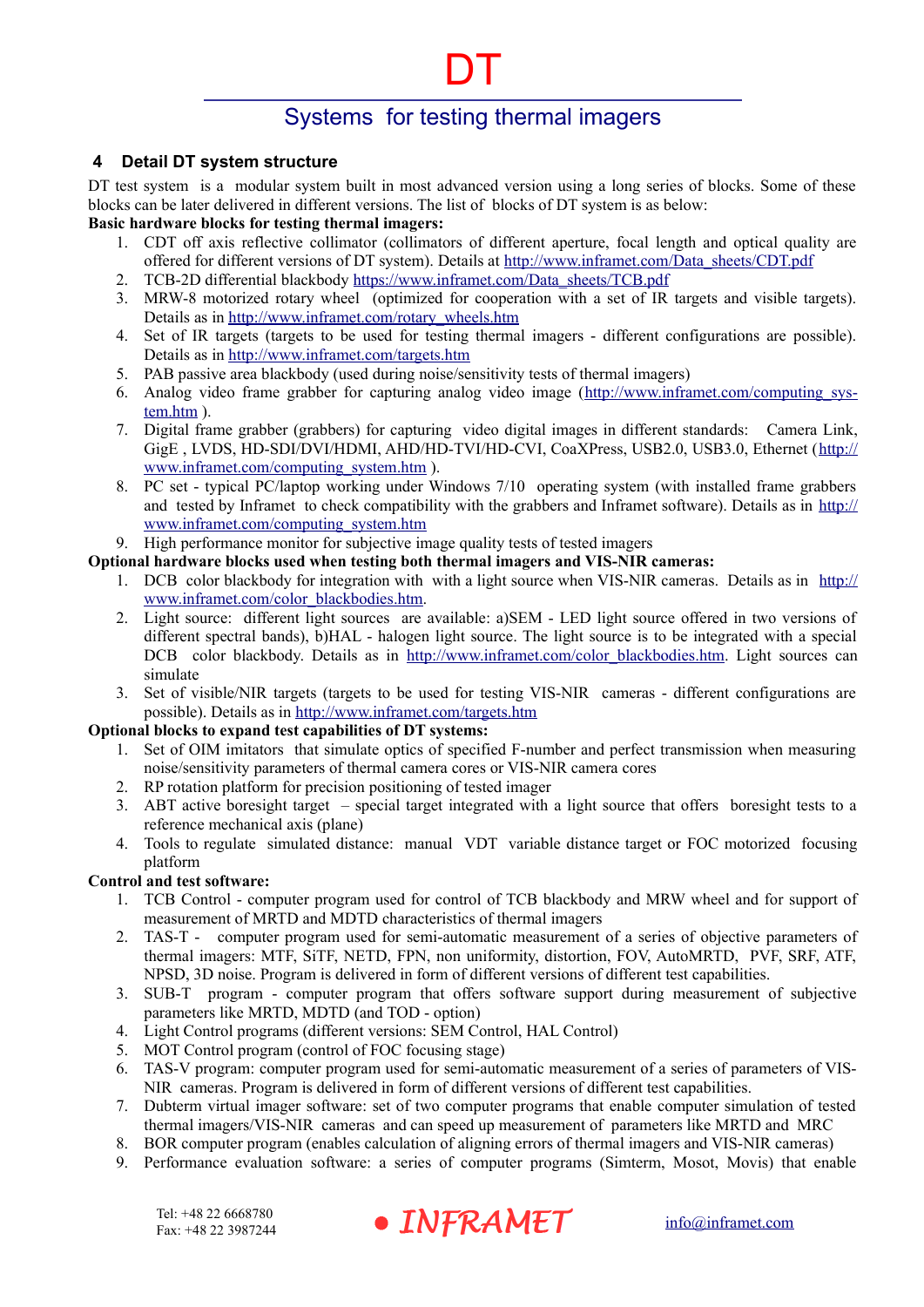## 4 Detail DT system structure

DT test system is a modular system built in most advanced version using a long series of blocks. Some of these blocks can be later delivered in different versions. The list of blocks of DT system is as below:

**Basic hardware blocks for testing thermal imagers:**

1. CDT off axis reflective collimator (collimators of different aperture, focal length and optical quality are offered for different versions of DT system). Details at http://www.inframet.com/Data_sheets/CDT.pdf
2. TCB-2D differential blackbody https://www.inframet.com/Data_sheets/TCB.pdf
3. MRW-8 motorized rotary wheel (optimized for cooperation with a set of IR targets and visible targets). Details as in http://www.inframet.com/rotary_wheels.htm
4. Set of IR targets (targets to be used for testing thermal imagers - different configurations are possible). Details as in http://www.inframet.com/targets.htm
5. PAB passive area blackbody (used during noise/sensitivity tests of thermal imagers)
6. Analog video frame grabber for capturing analog video image (http://www.inframet.com/computing_system.htm ).
7. Digital frame grabber (grabbers) for capturing video digital images in different standards: Camera Link, GigE , LVDS, HD-SDI/DVI/HDMI, AHD/HD-TVI/HD-CVI, CoaXPress, USB2.0, USB3.0, Ethernet (http://www.inframet.com/computing_system.htm ).
8. PC set - typical PC/laptop working under Windows 7/10 operating system (with installed frame grabbers and tested by Inframet to check compatibility with the grabbers and Inframet software). Details as in http://www.inframet.com/computing_system.htm
9. High performance monitor for subjective image quality tests of tested imagers

**Optional hardware blocks used when testing both thermal imagers and VIS-NIR cameras:**

1. DCB color blackbody for integration with with a light source when VIS-NIR cameras. Details as in http://www.inframet.com/color_blackbodies.htm.
2. Light source: different light sources are available: a)SEM - LED light source offered in two versions of different spectral bands), b)HAL - halogen light source. The light source is to be integrated with a special DCB color blackbody. Details as in http://www.inframet.com/color_blackbodies.htm. Light sources can simulate
3. Set of visible/NIR targets (targets to be used for testing VIS-NIR cameras - different configurations are possible). Details as in http://www.inframet.com/targets.htm

**Optional blocks to expand test capabilities of DT systems:**

1. Set of OIM imitators that simulate optics of specified F-number and perfect transmission when measuring noise/sensitivity parameters of thermal camera cores or VIS-NIR camera cores
2. RP rotation platform for precision positioning of tested imager
3. ABT active boresight target – special target integrated with a light source that offers boresight tests to a reference mechanical axis (plane)
4. Tools to regulate simulated distance: manual VDT variable distance target or FOC motorized focusing platform

**Control and test software:**

1. TCB Control - computer program used for control of TCB blackbody and MRW wheel and for support of measurement of MRTD and MDTD characteristics of thermal imagers
2. TAS-T - computer program used for semi-automatic measurement of a series of objective parameters of thermal imagers: MTF, SiTF, NETD, FPN, non uniformity, distortion, FOV, AutoMRTD, PVF, SRF, ATF, NPSD, 3D noise. Program is delivered in form of different versions of different test capabilities.
3. SUB-T program - computer program that offers software support during measurement of subjective parameters like MRTD, MDTD (and TOD - option)
4. Light Control programs (different versions: SEM Control, HAL Control)
5. MOT Control program (control of FOC focusing stage)
6. TAS-V program: computer program used for semi-automatic measurement of a series of parameters of VIS-NIR cameras. Program is delivered in form of different versions of different test capabilities.
7. Dubterm virtual imager software: set of two computer programs that enable computer simulation of tested thermal imagers/VIS-NIR cameras and can speed up measurement of parameters like MRTD and MRC
8. BOR computer program (enables calculation of aligning errors of thermal imagers and VIS-NIR cameras)
9. Performance evaluation software: a series of computer programs (Simterm, Mosot, Movis) that enable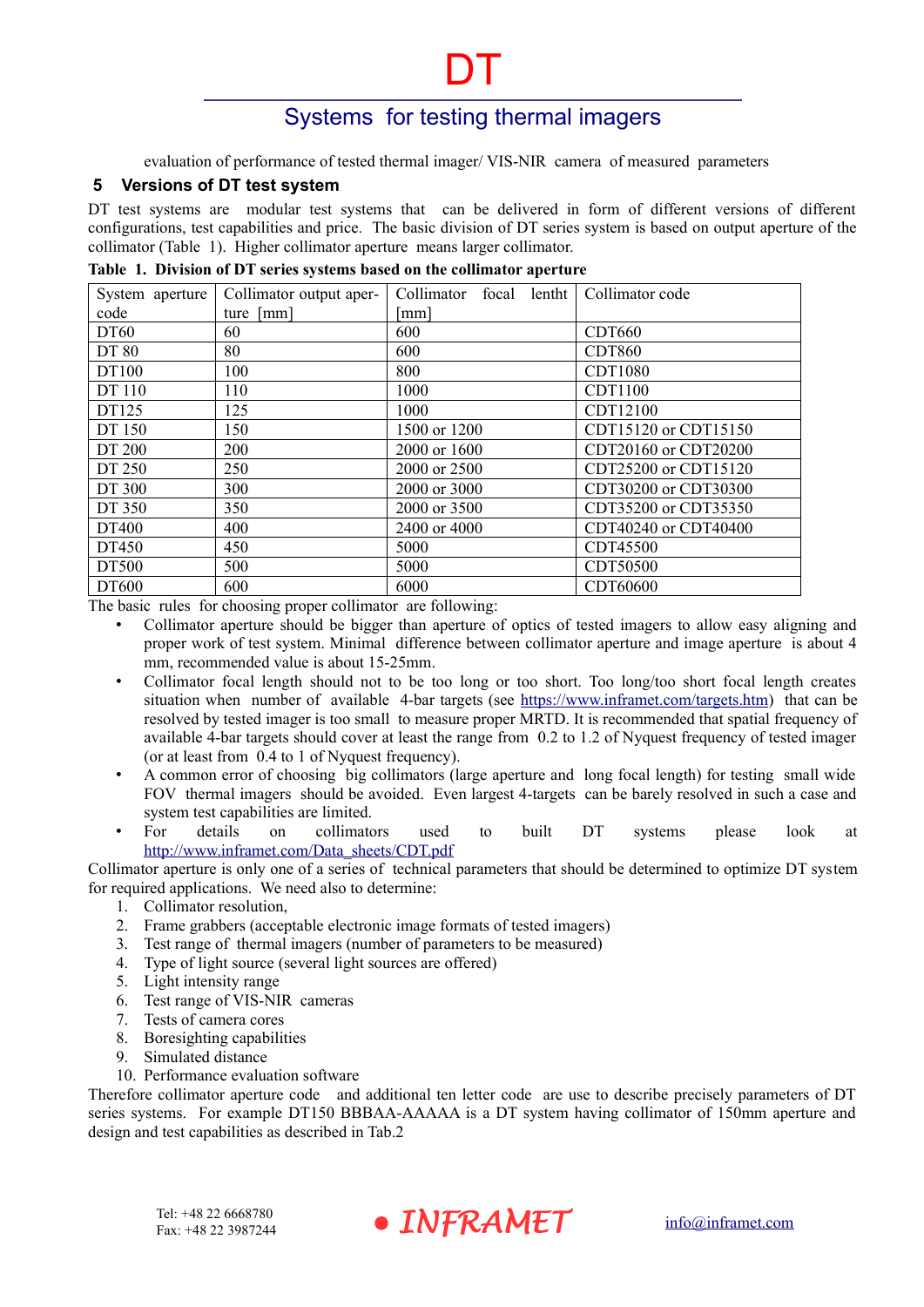evaluation of performance of tested thermal imager/ VIS-NIR camera of measured parameters

## 5 Versions of DT test system

DT test systems are modular test systems that can be delivered in form of different versions of different configurations, test capabilities and price. The basic division of DT series system is based on output aperture of the collimator (Table 1). Higher collimator aperture means larger collimator.

**Table 1. Division of DT series systems based on the collimator aperture**

| System aperture code | Collimator output aperture [mm] | Collimator focal lenth [mm] | Collimator code |
|---|---|---|---|
| DT60 | 60 | 600 | CDT660 |
| DT 80 | 80 | 600 | CDT860 |
| DT100 | 100 | 800 | CDT1080 |
| DT 110 | 110 | 1000 | CDT1100 |
| DT125 | 125 | 1000 | CDT12100 |
| DT 150 | 150 | 1500 or 1200 | CDT15120 or CDT15150 |
| DT 200 | 200 | 2000 or 1600 | CDT20160 or CDT20200 |
| DT 250 | 250 | 2000 or 2500 | CDT25200 or CDT15120 |
| DT 300 | 300 | 2000 or 3000 | CDT30200 or CDT30300 |
| DT 350 | 350 | 2000 or 3500 | CDT35200 or CDT35350 |
| DT400 | 400 | 2400 or 4000 | CDT40240 or CDT40400 |
| DT450 | 450 | 5000 | CDT45500 |
| DT500 | 500 | 5000 | CDT50500 |
| DT600 | 600 | 6000 | CDT60600 |

The basic rules for choosing proper collimator are following:

- Collimator aperture should be bigger than aperture of optics of tested imagers to allow easy aligning and proper work of test system. Minimal difference between collimator aperture and image aperture is about 4 mm, recommended value is about 15-25mm.
- Collimator focal length should not to be too long or too short. Too long/too short focal length creates situation when number of available 4-bar targets (see https://www.inframet.com/targets.htm) that can be resolved by tested imager is too small to measure proper MRTD. It is recommended that spatial frequency of available 4-bar targets should cover at least the range from 0.2 to 1.2 of Nyquest frequency of tested imager (or at least from 0.4 to 1 of Nyquest frequency).
- A common error of choosing big collimators (large aperture and long focal length) for testing small wide FOV thermal imagers should be avoided. Even largest 4-targets can be barely resolved in such a case and system test capabilities are limited.
- For details on collimators used to built DT systems please look at http://www.inframet.com/Data_sheets/CDT.pdf

Collimator aperture is only one of a series of technical parameters that should be determined to optimize DT system for required applications. We need also to determine:

1. Collimator resolution,
2. Frame grabbers (acceptable electronic image formats of tested imagers)
3. Test range of thermal imagers (number of parameters to be measured)
4. Type of light source (several light sources are offered)
5. Light intensity range
6. Test range of VIS-NIR cameras
7. Tests of camera cores
8. Boresighting capabilities
9. Simulated distance
10. Performance evaluation software

Therefore collimator aperture code and additional ten letter code are use to describe precisely parameters of DT series systems. For example DT150 BBBAA-AAAAA is a DT system having collimator of 150mm aperture and design and test capabilities as described in Tab.2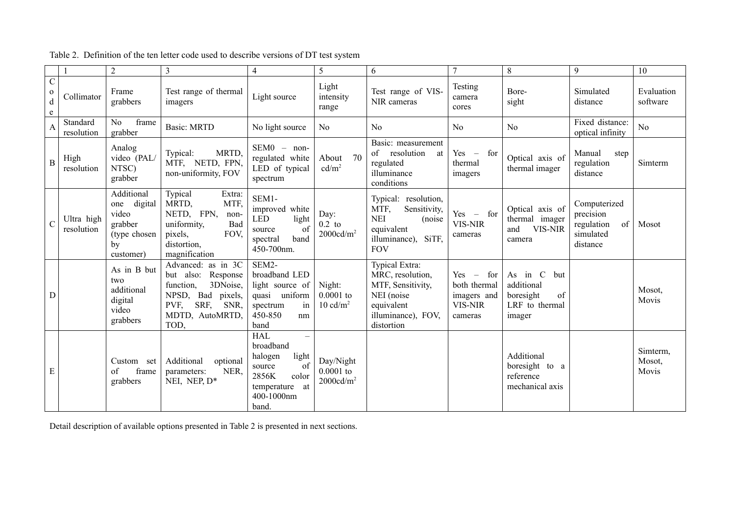Table 2. Definition of the ten letter code used to describe versions of DT test system

| | 1 | 2 | 3 | 4 | 5 | 6 | 7 | 8 | 9 | 10 |
|---|---|---|---|---|---|---|---|---|---|---|
| Code | Collimator | Frame grabbers | Test range of thermal imagers | Light source | Light intensity range | Test range of VIS-NIR cameras | Testing camera cores | Bore-sight | Simulated distance | Evaluation software |
| A | Standard resolution | No frame grabber | Basic: MRTD | No light source | No | No | No | No | Fixed distance: optical infinity | No |
| B | High resolution | Analog video (PAL/ NTSC) grabber | Typical: MRTD, MTF, NETD, FPN, non-uniformity, FOV | SEM0 – non-regulated white LED of typical spectrum | About 70 $cd/m^2$ | Basic: measurement of resolution at regulated illuminance conditions | Yes – for thermal imagers | Optical axis of thermal imager | Manual step regulation distance | Simterm |
| C | Ultra high resolution | Additional one digital video grabber (type chosen by customer) | Typical Extra: MRTD, MTF, NETD, FPN, non-uniformity, Bad pixels, FOV, distortion, magnification | SEM1- improved white LED light source of spectral band 450-700nm. | Day: 0.2 to $2000 cd/m^2$ | Typical: resolution, MTF, Sensitivity, NEI (noise equivalent illuminance), SiTF, FOV | Yes – for VIS-NIR cameras | Optical axis of thermal imager and VIS-NIR camera | Computerized precision regulation of simulated distance | Mosot |
| D | | As in B but two additional digital video grabbers | Advanced: as in 3C but also: Response function, 3DNoise, NPSD, Bad pixels, PVF, SRF, SNR, MDTD, AutoMRTD, TOD, | SEM2- broadband LED light source of quasi uniform spectrum in 450-850 nm band | Night: 0.0001 to 10 $cd/m^2$ | Typical Extra: MRC, resolution, MTF, Sensitivity, NEI (noise equivalent illuminance), FOV, distortion | Yes – for both thermal imagers and VIS-NIR cameras | As in C but additional boresight of LRF to thermal imager | | Mosot, Movis |
| E | | Custom set of frame grabbers | Additional optional parameters: NER, NEI, NEP, D* | HAL – broadband halogen light source of 2856K color temperature at 400-1000nm band. | Day/Night 0.0001 to $2000 cd/m^2$ | | | Additional boresight to a reference mechanical axis | | Simterm, Mosot, Movis |

Detail description of available options presented in Table 2 is presented in next sections.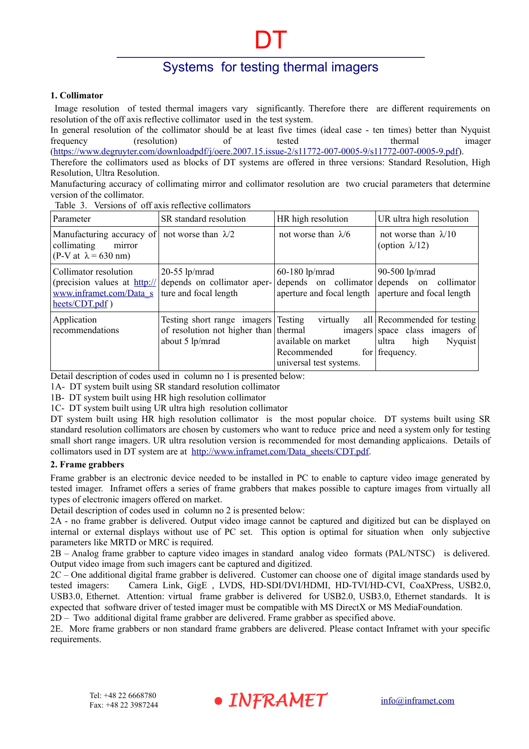# DT

## Systems for testing thermal imagers

**1. Collimator**

Image resolution of tested thermal imagers vary significantly. Therefore there are different requirements on resolution of the off axis reflective collimator used in the test system.

In general resolution of the collimator should be at least five times (ideal case - ten times) better than Nyquist frequency (resolution) of tested thermal imager (https://www.degruyter.com/downloadpdf/j/oere.2007.15.issue-2/s11772-007-0005-9/s11772-007-0005-9.pdf).

Therefore the collimators used as blocks of DT systems are offered in three versions: Standard Resolution, High Resolution, Ultra Resolution.

Manufacturing accuracy of collimating mirror and collimator resolution are two crucial parameters that determine version of the collimator.

Table 3. Versions of off axis reflective collimators

| Parameter | SR standard resolution | HR high resolution | UR ultra high resolution |
|---|---|---|---|
| Manufacturing accuracy of collimating mirror (P-V at $\lambda = 630$ nm) | not worse than $\lambda/2$ | not worse than $\lambda/6$ | not worse than $\lambda/10$ (option $\lambda/12$) |
| Collimator resolution (precision values at http://www.inframet.com/Data_sheets/CDT.pdf ) | 20-55 lp/mrad depends on collimator aperture and focal length | 60-180 lp/mrad depends on collimator aperture and focal length | 90-500 lp/mrad depends on collimator aperture and focal length |
| Application recommendations | Testing short range imagers of resolution not higher than about 5 lp/mrad | Testing virtually all thermal imagers available on market Recommended for universal test systems. | Recommended for testing space class images of ultra high Nyquist frequency. |

Detail description of codes used in column no 1 is presented below:

1A- DT system built using SR standard resolution collimator

1B- DT system built using HR high resolution collimator

1C- DT system built using UR ultra high resolution collimator

DT system built using HR high resolution collimator is the most popular choice. DT systems built using SR standard resolution collimators are chosen by customers who want to reduce price and need a system only for testing small short range imagers. UR ultra resolution version is recommended for most demanding applicaions. Details of collimators used in DT system are at http://www.inframet.com/Data_sheets/CDT.pdf.

**2. Frame grabbers**

Frame grabber is an electronic device needed to be installed in PC to enable to capture video image generated by tested imager. Inframet offers a series of frame grabbers that makes possible to capture images from virtually all types of electronic imagers offered on market.

Detail description of codes used in column no 2 is presented below:

2A - no frame grabber is delivered. Output video image cannot be captured and digitized but can be displayed on internal or external displays without use of PC set. This option is optimal for situation when only subjective parameters like MRTD or MRC is required.

2B – Analog frame grabber to capture video images in standard analog video formats (PAL/NTSC) is delivered. Output video image from such imagers cant be captured and digitized.

2C – One additional digital frame grabber is delivered. Customer can choose one of digital image standards used by tested imagers: Camera Link, GigE , LVDS, HD-SDI/DVI/HDMI, HD-TVI/HD-CVI, CoaXPress, USB2.0, USB3.0, Ethernet. Attention: virtual frame grabber is delivered for USB2.0, USB3.0, Ethernet standards. It is expected that software driver of tested imager must be compatible with MS DirectX or MS MediaFoundation.

2D – Two additional digital frame grabber are delivered. Frame grabber as specified above.

2E. More frame grabbers or non standard frame grabbers are delivered. Please contact Inframet with your specific requirements.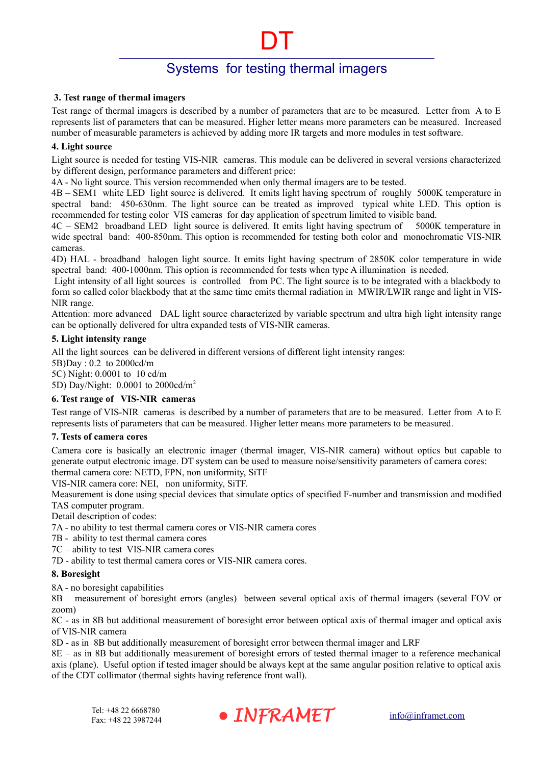### 3. Test range of thermal imagers

Test range of thermal imagers is described by a number of parameters that are to be measured. Letter from A to E represents list of parameters that can be measured. Higher letter means more parameters can be measured. Increased number of measurable parameters is achieved by adding more IR targets and more modules in test software.

### 4. Light source

Light source is needed for testing VIS-NIR cameras. This module can be delivered in several versions characterized by different design, performance parameters and different price:

4A - No light source. This version recommended when only thermal imagers are to be tested.

4B – SEM1 white LED light source is delivered. It emits light having spectrum of roughly 5000K temperature in spectral band: 450-630nm. The light source can be treated as improved typical white LED. This option is recommended for testing color VIS cameras for day application of spectrum limited to visible band.

4C – SEM2 broadband LED light source is delivered. It emits light having spectrum of 5000K temperature in wide spectral band: 400-850nm. This option is recommended for testing both color and monochromatic VIS-NIR cameras.

4D) HAL - broadband halogen light source. It emits light having spectrum of 2850K color temperature in wide spectral band: 400-1000nm. This option is recommended for tests when type A illumination is needed.

Light intensity of all light sources is controlled from PC. The light source is to be integrated with a blackbody to form so called color blackbody that at the same time emits thermal radiation in MWIR/LWIR range and light in VIS-NIR range.

Attention: more advanced DAL light source characterized by variable spectrum and ultra high light intensity range can be optionally delivered for ultra expanded tests of VIS-NIR cameras.

### 5. Light intensity range

All the light sources can be delivered in different versions of different light intensity ranges:

5B)Day : 0.2 to 2000cd/m

5C) Night: 0.0001 to 10 cd/m

5D) Day/Night: 0.0001 to 2000cd/$m^2$

### 6. Test range of VIS-NIR cameras

Test range of VIS-NIR cameras is described by a number of parameters that are to be measured. Letter from A to E represents lists of parameters that can be measured. Higher letter means more parameters to be measured.

### 7. Tests of camera cores

Camera core is basically an electronic imager (thermal imager, VIS-NIR camera) without optics but capable to generate output electronic image. DT system can be used to measure noise/sensitivity parameters of camera cores:

thermal camera core: NETD, FPN, non uniformity, SiTF

VIS-NIR camera core: NEI, non uniformity, SiTF.

Measurement is done using special devices that simulate optics of specified F-number and transmission and modified TAS computer program.

Detail description of codes:

7A - no ability to test thermal camera cores or VIS-NIR camera cores

7B - ability to test thermal camera cores

7C – ability to test VIS-NIR camera cores

7D - ability to test thermal camera cores or VIS-NIR camera cores.

### 8. Boresight

8A - no boresight capabilities

8B – measurement of boresight errors (angles) between several optical axis of thermal imagers (several FOV or zoom)

8C - as in 8B but additional measurement of boresight error between optical axis of thermal imager and optical axis of VIS-NIR camera

8D - as in 8B but additionally measurement of boresight error between thermal imager and LRF

8E – as in 8B but additionally measurement of boresight errors of tested thermal imager to a reference mechanical axis (plane). Useful option if tested imager should be always kept at the same angular position relative to optical axis of the CDT collimator (thermal sights having reference front wall).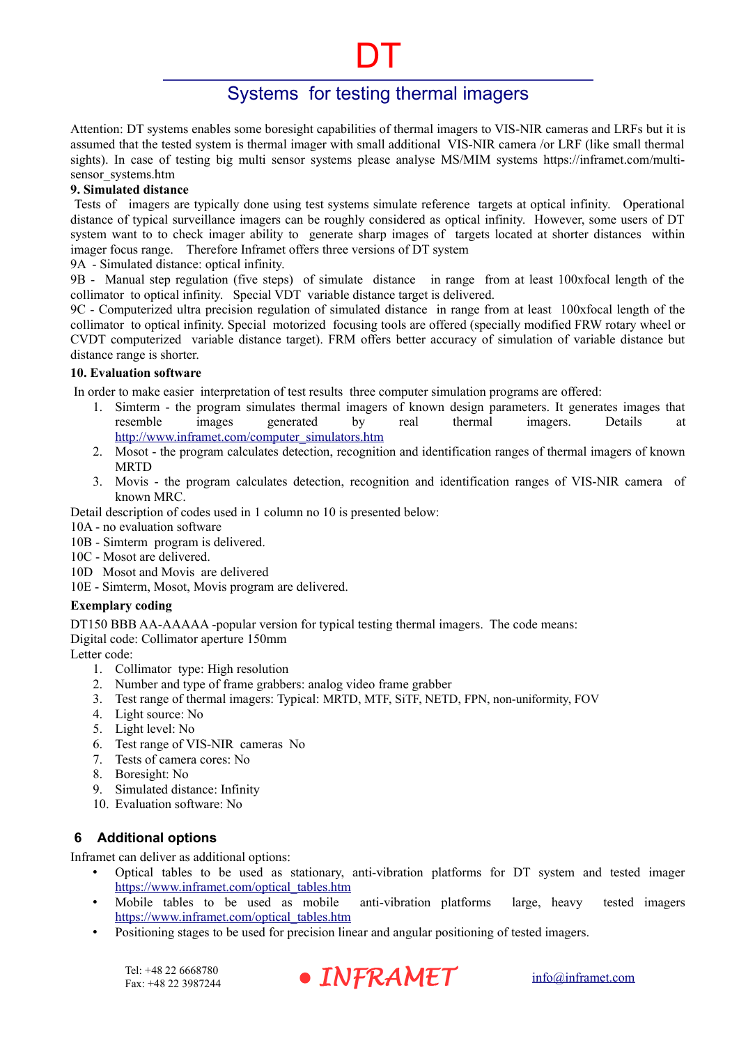# DT

## Systems for testing thermal imagers

Attention: DT systems enables some boresight capabilities of thermal imagers to VIS-NIR cameras and LRFs but it is assumed that the tested system is thermal imager with small additional VIS-NIR camera /or LRF (like small thermal sights). In case of testing big multi sensor systems please analyse MS/MIM systems https://inframet.com/multi-sensor_systems.htm

**9. Simulated distance**

Tests of imagers are typically done using test systems simulate reference targets at optical infinity. Operational distance of typical surveillance imagers can be roughly considered as optical infinity. However, some users of DT system want to to check imager ability to generate sharp images of targets located at shorter distances within imager focus range. Therefore Inframet offers three versions of DT system

9A - Simulated distance: optical infinity.

9B - Manual step regulation (five steps) of simulate distance in range from at least 100xfocal length of the collimator to optical infinity. Special VDT variable distance target is delivered.

9C - Computerized ultra precision regulation of simulated distance in range from at least 100xfocal length of the collimator to optical infinity. Special motorized focusing tools are offered (specially modified FRW rotary wheel or CVDT computerized variable distance target). FRM offers better accuracy of simulation of variable distance but distance range is shorter.

**10. Evaluation software**

In order to make easier interpretation of test results three computer simulation programs are offered:

1. Simterm - the program simulates thermal imagers of known design parameters. It generates images that resemble images generated by real thermal imagers. Details at http://www.inframet.com/computer_simulators.htm
2. Mosot - the program calculates detection, recognition and identification ranges of thermal imagers of known MRTD
3. Movis - the program calculates detection, recognition and identification ranges of VIS-NIR camera of known MRC.

Detail description of codes used in 1 column no 10 is presented below:

10A - no evaluation software

10B - Simterm program is delivered.

10C - Mosot are delivered.

10D Mosot and Movis are delivered

10E - Simterm, Mosot, Movis program are delivered.

**Exemplary coding**

DT150 BBB AA-AAAAA -popular version for typical testing thermal imagers. The code means:

Digital code: Collimator aperture 150mm

Letter code:

1. Collimator type: High resolution
2. Number and type of frame grabbers: analog video frame grabber
3. Test range of thermal imagers: Typical: MRTD, MTF, SiTF, NETD, FPN, non-uniformity, FOV
4. Light source: No
5. Light level: No
6. Test range of VIS-NIR cameras No
7. Tests of camera cores: No
8. Boresight: No
9. Simulated distance: Infinity
10. Evaluation software: No

## 6 Additional options

Inframet can deliver as additional options:

- Optical tables to be used as stationary, anti-vibration platforms for DT system and tested imager https://www.inframet.com/optical_tables.htm
- Mobile tables to be used as mobile anti-vibration platforms large, heavy tested imagers https://www.inframet.com/optical_tables.htm
- Positioning stages to be used for precision linear and angular positioning of tested imagers.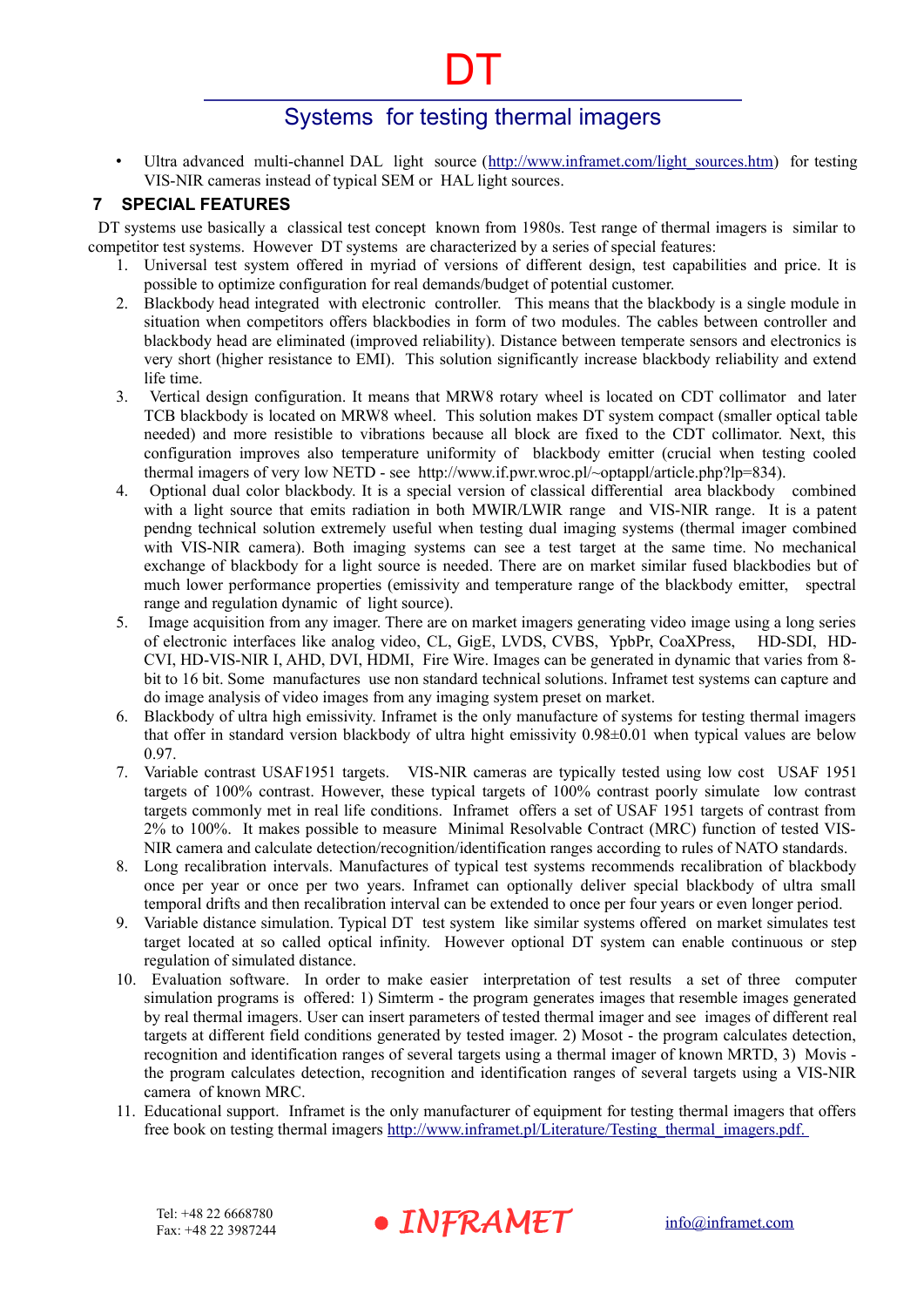- Ultra advanced multi-channel DAL light source (http://www.inframet.com/light_sources.htm) for testing VIS-NIR cameras instead of typical SEM or HAL light sources.

## 7 SPECIAL FEATURES

DT systems use basically a classical test concept known from 1980s. Test range of thermal imagers is similar to competitor test systems. However DT systems are characterized by a series of special features:

1. Universal test system offered in myriad of versions of different design, test capabilities and price. It is possible to optimize configuration for real demands/budget of potential customer.
2. Blackbody head integrated with electronic controller. This means that the blackbody is a single module in situation when competitors offers blackbodies in form of two modules. The cables between controller and blackbody head are eliminated (improved reliability). Distance between temperate sensors and electronics is very short (higher resistance to EMI). This solution significantly increase blackbody reliability and extend life time.
3. Vertical design configuration. It means that MRW8 rotary wheel is located on CDT collimator and later TCB blackbody is located on MRW8 wheel. This solution makes DT system compact (smaller optical table needed) and more resistible to vibrations because all block are fixed to the CDT collimator. Next, this configuration improves also temperature uniformity of blackbody emitter (crucial when testing cooled thermal imagers of very low NETD - see http://www.if.pwr.wroc.pl/~optappl/article.php?lp=834).
4. Optional dual color blackbody. It is a special version of classical differential area blackbody combined with a light source that emits radiation in both MWIR/LWIR range and VIS-NIR range. It is a patent pendng technical solution extremely useful when testing dual imaging systems (thermal imager combined with VIS-NIR camera). Both imaging systems can see a test target at the same time. No mechanical exchange of blackbody for a light source is needed. There are on market similar fused blackbodies but of much lower performance properties (emissivity and temperature range of the blackbody emitter, spectral range and regulation dynamic of light source).
5. Image acquisition from any imager. There are on market imagers generating video image using a long series of electronic interfaces like analog video, CL, GigE, LVDS, CVBS, YpbPr, CoaXPress, HD-SDI, HD-CVI, HD-VIS-NIR I, AHD, DVI, HDMI, Fire Wire. Images can be generated in dynamic that varies from 8-bit to 16 bit. Some manufactures use non standard technical solutions. Inframet test systems can capture and do image analysis of video images from any imaging system preset on market.
6. Blackbody of ultra high emissivity. Inframet is the only manufacture of systems for testing thermal imagers that offer in standard version blackbody of ultra hight emissivity 0.98±0.01 when typical values are below 0.97.
7. Variable contrast USAF1951 targets. VIS-NIR cameras are typically tested using low cost USAF 1951 targets of 100% contrast. However, these typical targets of 100% contrast poorly simulate low contrast targets commonly met in real life conditions. Inframet offers a set of USAF 1951 targets of contrast from 2% to 100%. It makes possible to measure Minimal Resolvable Contract (MRC) function of tested VIS-NIR camera and calculate detection/recognition/identification ranges according to rules of NATO standards.
8. Long recalibration intervals. Manufactures of typical test systems recommends recalibration of blackbody once per year or once per two years. Inframet can optionally deliver special blackbody of ultra small temporal drifts and then recalibration interval can be extended to once per four years or even longer period.
9. Variable distance simulation. Typical DT test system like similar systems offered on market simulates test target located at so called optical infinity. However optional DT system can enable continuous or step regulation of simulated distance.
10. Evaluation software. In order to make easier interpretation of test results a set of three computer simulation programs is offered: 1) Simterm - the program generates images that resemble images generated by real thermal imagers. User can insert parameters of tested thermal imager and see images of different real targets at different field conditions generated by tested imager. 2) Mosot - the program calculates detection, recognition and identification ranges of several targets using a thermal imager of known MRTD, 3) Movis - the program calculates detection, recognition and identification ranges of several targets using a VIS-NIR camera of known MRC.
11. Educational support. Inframet is the only manufacturer of equipment for testing thermal imagers that offers free book on testing thermal imagers http://www.inframet.pl/Literature/Testing_thermal_imagers.pdf.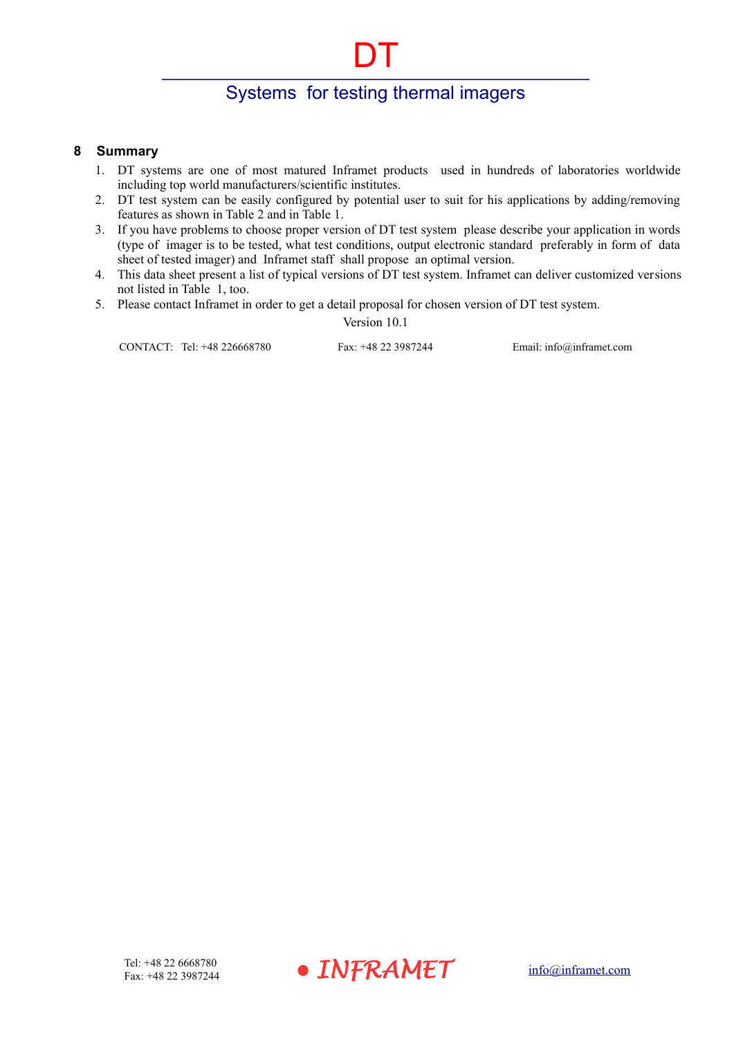## 8 Summary

1. DT systems are one of most matured Inframet products used in hundreds of laboratories worldwide including top world manufacturers/scientific institutes.
2. DT test system can be easily configured by potential user to suit for his applications by adding/removing features as shown in Table 2 and in Table 1.
3. If you have problems to choose proper version of DT test system please describe your application in words (type of imager is to be tested, what test conditions, output electronic standard preferably in form of data sheet of tested imager) and Inframet staff shall propose an optimal version.
4. This data sheet present a list of typical versions of DT test system. Inframet can deliver customized versions not listed in Table 1, too.
5. Please contact Inframet in order to get a detail proposal for chosen version of DT test system.

Version 10.1

CONTACT: Tel: +48 226668780 Fax: +48 22 3987244 Email: info@inframet.com